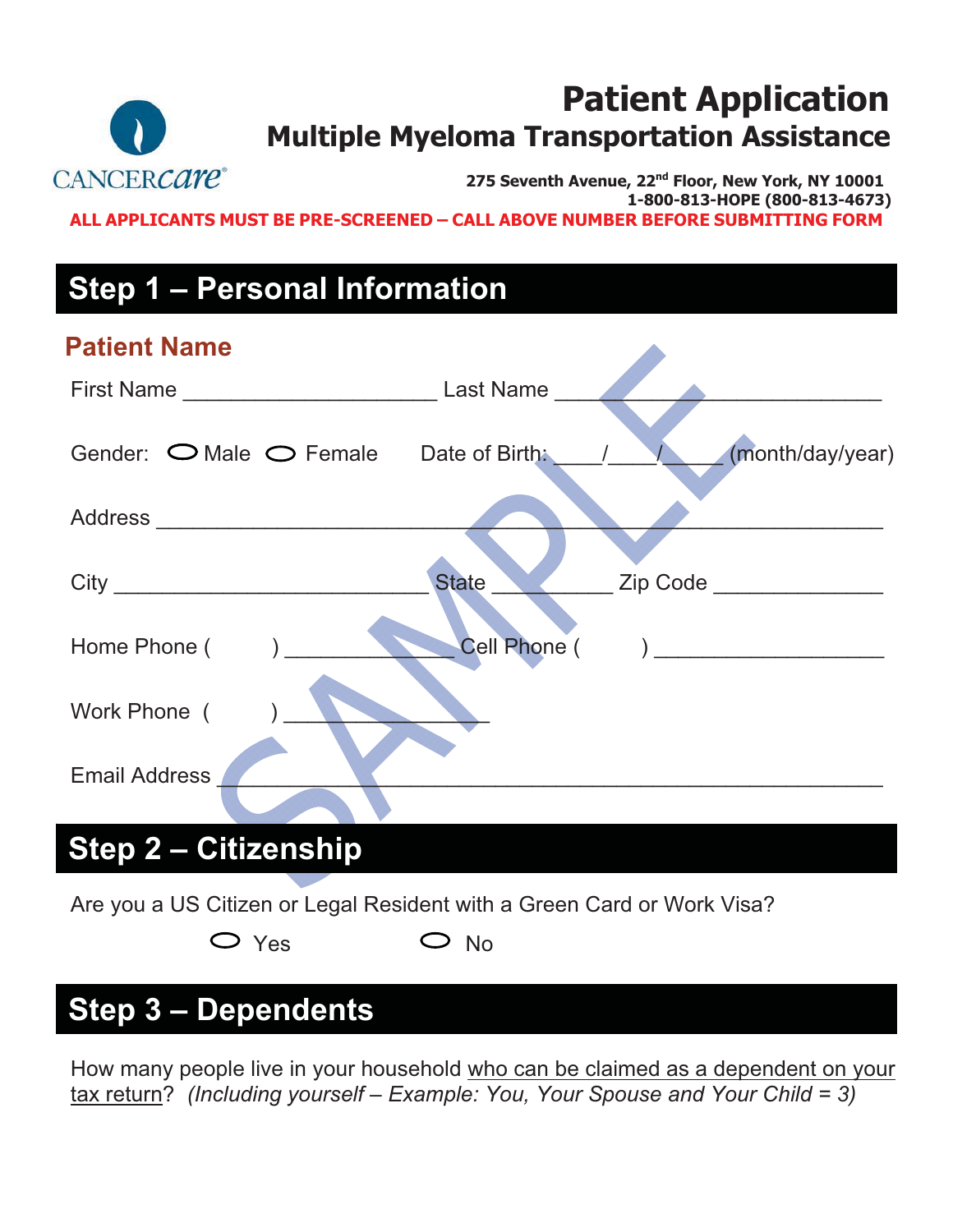CANCERcare®

# Patient Application

## Multiple Myeloma Transportation Assistance

**275 Seventh Avenue, 22nd Floor, New York, NY 10001**
**1-800-813-HOPE (800-813-4673)**

**ALL APPLICANTS MUST BE PRE-SCREENED – CALL ABOVE NUMBER BEFORE SUBMITTING FORM**

## Step 1 – Personal Information

### Patient Name

First Name ____________________ Last Name ___________________________

Gender: ⬭ Male ⬭ Female Date of Birth: ____/____/_____ (month/day/year)

Address _______________________________________________________________

City _________________________ State __________ Zip Code ______________

Home Phone (        ) _____________ Cell Phone (        ) __________________

Work Phone (        ) ________________

Email Address ________________________________________________________

SAMPLE

## Step 2 – Citizenship

Are you a US Citizen or Legal Resident with a Green Card or Work Visa?

⬭ Yes ⬭ No

## Step 3 – Dependents

How many people live in your household who can be claimed as a dependent on your tax return? *(Including yourself – Example: You, Your Spouse and Your Child = 3)*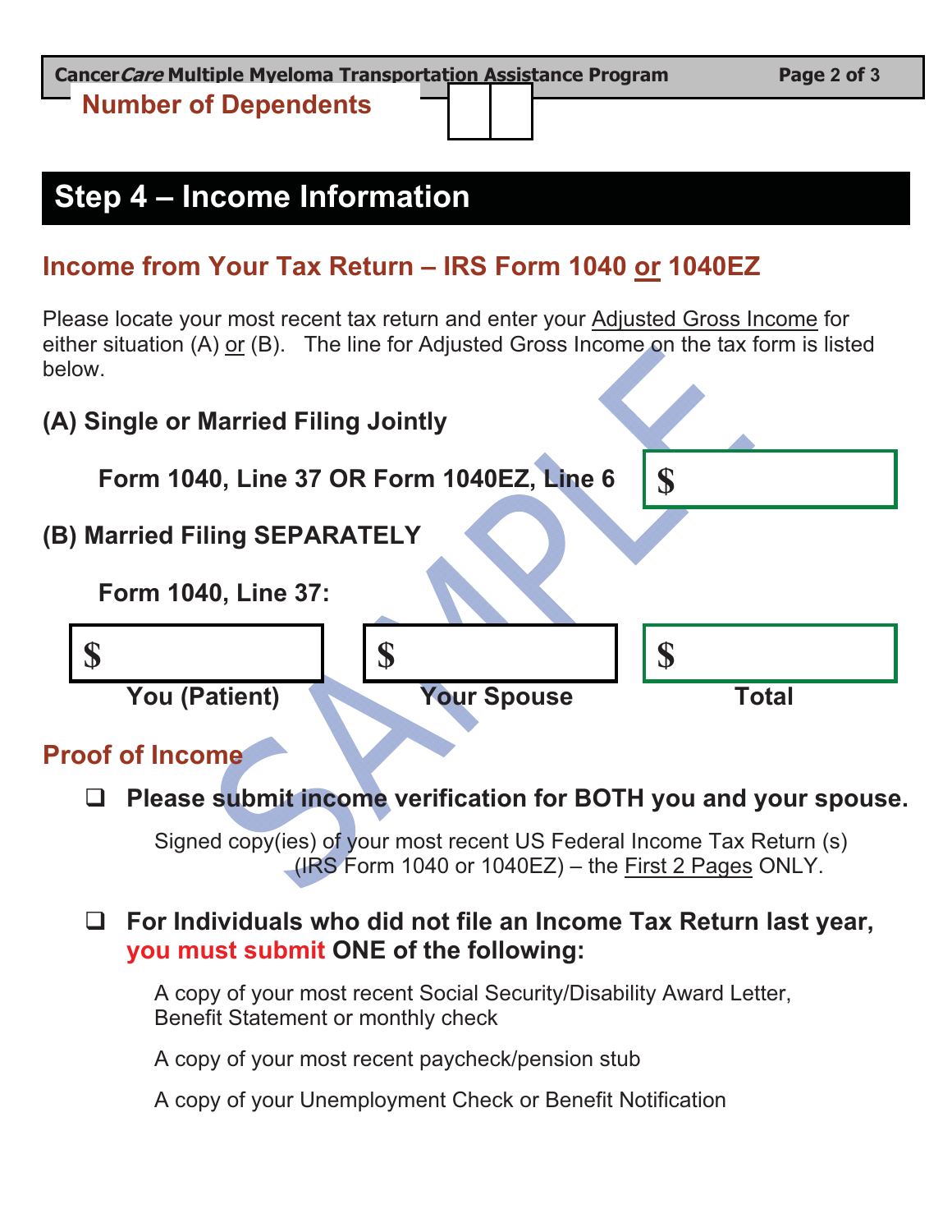**Number of Dependents** | | |

## Step 4 – Income Information

### Income from Your Tax Return – IRS Form 1040 or 1040EZ

Please locate your most recent tax return and enter your Adjusted Gross Income for either situation (A) or (B). The line for Adjusted Gross Income on the tax form is listed below.

**(A) Single or Married Filing Jointly**

**Form 1040, Line 37 OR Form 1040EZ, Line 6** $

**(B) Married Filing SEPARATELY**

**Form 1040, Line 37:**

| $ | $ | $ |
|---|---|---|
| **You (Patient)** | **Your Spouse** | **Total** |

### Proof of Income

- ❑ **Please submit income verification for BOTH you and your spouse.**

  Signed copy(ies) of your most recent US Federal Income Tax Return (s) (IRS Form 1040 or 1040EZ) – the First 2 Pages ONLY.

- ❑ **For Individuals who did not file an Income Tax Return last year, you must submit ONE of the following:**

  A copy of your most recent Social Security/Disability Award Letter, Benefit Statement or monthly check

  A copy of your most recent paycheck/pension stub

  A copy of your Unemployment Check or Benefit Notification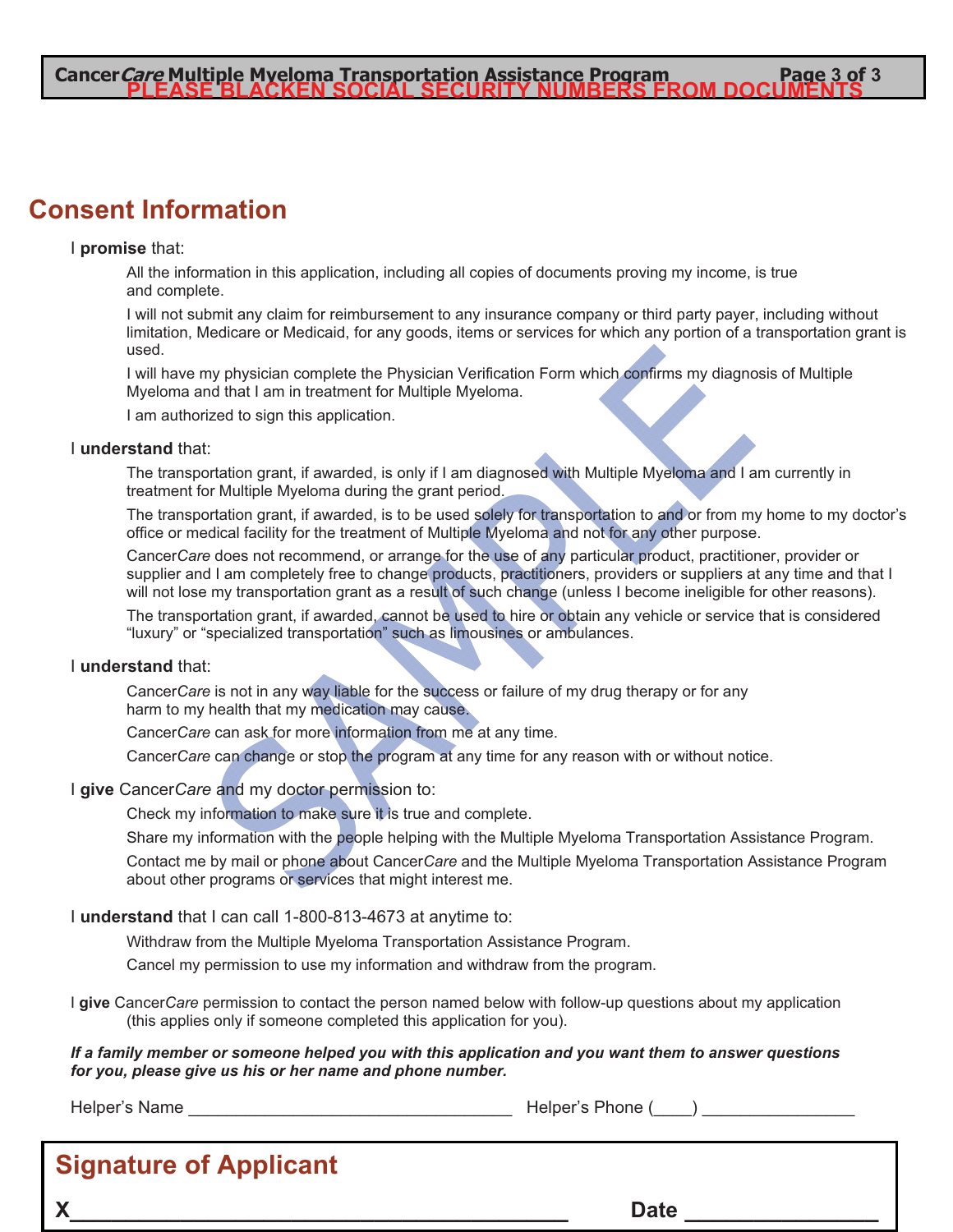**PLEASE BLACKEN SOCIAL SECURITY NUMBERS FROM DOCUMENTS**

## Consent Information

I **promise** that:

All the information in this application, including all copies of documents proving my income, is true and complete.

I will not submit any claim for reimbursement to any insurance company or third party payer, including without limitation, Medicare or Medicaid, for any goods, items or services for which any portion of a transportation grant is used.

I will have my physician complete the Physician Verification Form which confirms my diagnosis of Multiple Myeloma and that I am in treatment for Multiple Myeloma.

I am authorized to sign this application.

I **understand** that:

The transportation grant, if awarded, is only if I am diagnosed with Multiple Myeloma and I am currently in treatment for Multiple Myeloma during the grant period.

The transportation grant, if awarded, is to be used solely for transportation to and or from my home to my doctor's office or medical facility for the treatment of Multiple Myeloma and not for any other purpose.

Cancer*Care* does not recommend, or arrange for the use of any particular product, practitioner, provider or supplier and I am completely free to change products, practitioners, providers or suppliers at any time and that I will not lose my transportation grant as a result of such change (unless I become ineligible for other reasons).

The transportation grant, if awarded, cannot be used to hire or obtain any vehicle or service that is considered "luxury" or "specialized transportation" such as limousines or ambulances.

I **understand** that:

Cancer*Care* is not in any way liable for the success or failure of my drug therapy or for any harm to my health that my medication may cause.

Cancer*Care* can ask for more information from me at any time.

Cancer*Care* can change or stop the program at any time for any reason with or without notice.

I **give** Cancer*Care* and my doctor permission to:

Check my information to make sure it is true and complete.

Share my information with the people helping with the Multiple Myeloma Transportation Assistance Program.

Contact me by mail or phone about Cancer*Care* and the Multiple Myeloma Transportation Assistance Program about other programs or services that might interest me.

I **understand** that I can call 1-800-813-4673 at anytime to:

Withdraw from the Multiple Myeloma Transportation Assistance Program.

Cancel my permission to use my information and withdraw from the program.

I **give** Cancer*Care* permission to contact the person named below with follow-up questions about my application (this applies only if someone completed this application for you).

***If a family member or someone helped you with this application and you want them to answer questions for you, please give us his or her name and phone number.***

Helper's Name ___________________________________ Helper's Phone (____) ________________

## Signature of Applicant

X_________________________________________ **Date** ________________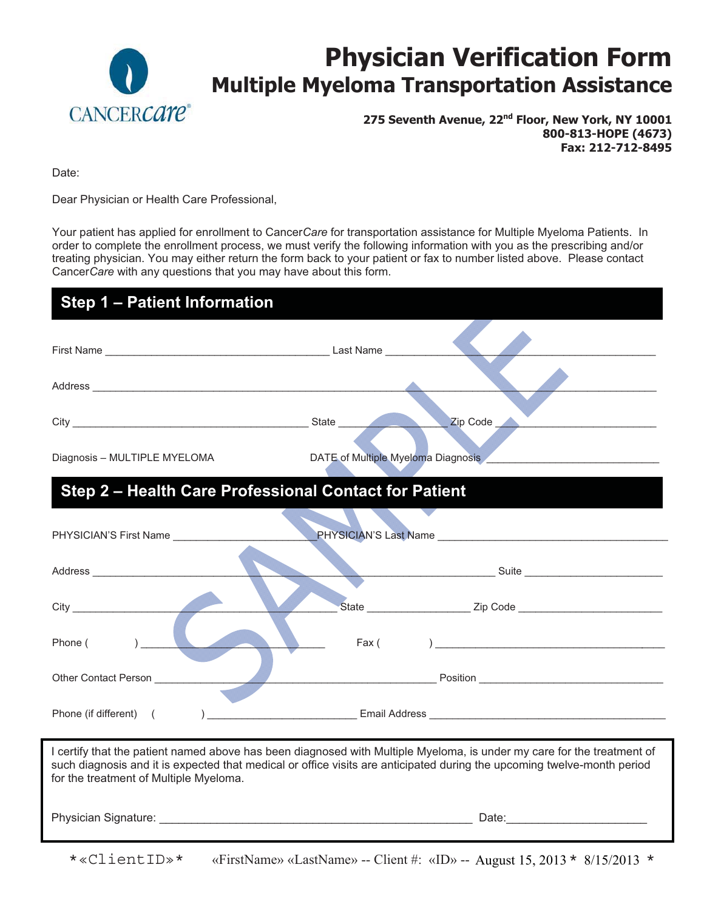CANCER*care*®

# Physician Verification Form
## Multiple Myeloma Transportation Assistance

**275 Seventh Avenue, 22nd Floor, New York, NY 10001**
**800-813-HOPE (4673)**
**Fax: 212-712-8495**

Date:

Dear Physician or Health Care Professional,

Your patient has applied for enrollment to Cancer*Care* for transportation assistance for Multiple Myeloma Patients. In order to complete the enrollment process, we must verify the following information with you as the prescribing and/or treating physician. You may either return the form back to your patient or fax to number listed above. Please contact Cancer*Care* with any questions that you may have about this form.

## Step 1 – Patient Information

First Name ______________________________ Last Name ______________________________

Address ____________________________________________________________

City ______________________________ State ____________ Zip Code ____________________

Diagnosis – MULTIPLE MYELOMA DATE of Multiple Myeloma Diagnosis ______________________

## Step 2 – Health Care Professional Contact for Patient

PHYSICIAN'S First Name ____________________ PHYSICIAN'S Last Name ______________________________

Address ______________________________________________ Suite ____________________

City ______________________________ State ______________ Zip Code ____________________

Phone ( ) ______________________ Fax ( ) ______________________________

Other Contact Person ______________________________________ Position ______________________

Phone (if different) ( ) ____________________ Email Address ______________________________

SAMPLE

I certify that the patient named above has been diagnosed with Multiple Myeloma, is under my care for the treatment of such diagnosis and it is expected that medical or office visits are anticipated during the upcoming twelve-month period for the treatment of Multiple Myeloma.

Physician Signature: ________________________________________ Date:____________________

*«ClientID»* «FirstName» «LastName» -- Client #: «ID» -- August 15, 2013 * 8/15/2013 *